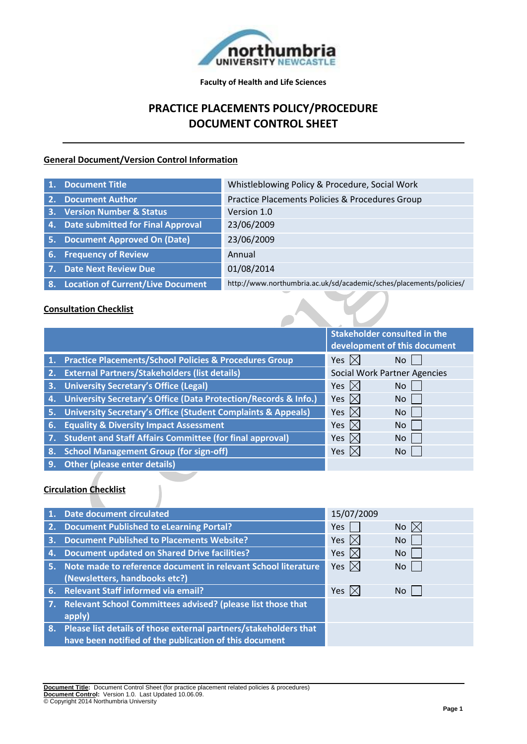Faculty of Health and Life Sciences

# PRACTICE PLACEMENTS POLICY/PROCEDURE DOCUMENT CONTROL SHEET

## General Document/Version Control Information

| | |
|---|---|
| 1. Document Title | Whistleblowing Policy & Procedure, Social Work |
| 2. Document Author | Practice Placements Policies & Procedures Group |
| 3. Version Number & Status | Version 1.0 |
| 4. Date submitted for Final Approval | 23/06/2009 |
| 5. Document Approved On (Date) | 23/06/2009 |
| 6. Frequency of Review | Annual |
| 7. Date Next Review Due | 01/08/2014 |
| 8. Location of Current/Live Document | http://www.northumbria.ac.uk/sd/academic/sches/placements/policies/ |

## Consultation Checklist

| | Stakeholder consulted in the development of this document | |
|---|---|---|
| 1. Practice Placements/School Policies & Procedures Group | Yes ☒ | No ☐ |
| 2. External Partners/Stakeholders (list details) | Social Work Partner Agencies | |
| 3. University Secretary's Office (Legal) | Yes ☒ | No ☐ |
| 4. University Secretary's Office (Data Protection/Records & Info.) | Yes ☒ | No ☐ |
| 5. University Secretary's Office (Student Complaints & Appeals) | Yes ☒ | No ☐ |
| 6. Equality & Diversity Impact Assessment | Yes ☒ | No ☐ |
| 7. Student and Staff Affairs Committee (for final approval) | Yes ☒ | No ☐ |
| 8. School Management Group (for sign-off) | Yes ☒ | No ☐ |
| 9. Other (please enter details) | | |

## Circulation Checklist

| | | |
|---|---|---|
| 1. Date document circulated | 15/07/2009 | |
| 2. Document Published to eLearning Portal? | Yes ☐ | No ☒ |
| 3. Document Published to Placements Website? | Yes ☒ | No ☐ |
| 4. Document updated on Shared Drive facilities? | Yes ☒ | No ☐ |
| 5. Note made to reference document in relevant School literature (Newsletters, handbooks etc?) | Yes ☒ | No ☐ |
| 6. Relevant Staff informed via email? | Yes ☒ | No ☐ |
| 7. Relevant School Committees advised? (please list those that apply) | | |
| 8. Please list details of those external partners/stakeholders that have been notified of the publication of this document | | |

**Document Title**: Document Control Sheet (for practice placement related policies & procedures)
**Document Control**: Version 1.0. Last Updated 10.06.09.
© Copyright 2014 Northumbria University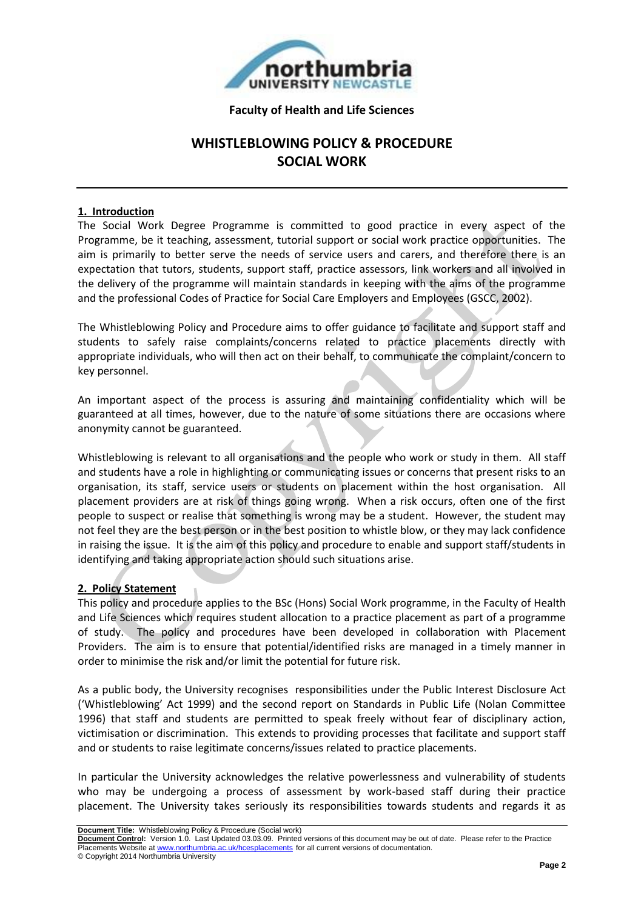Faculty of Health and Life Sciences

# WHISTLEBLOWING POLICY & PROCEDURE SOCIAL WORK

## 1. Introduction

The Social Work Degree Programme is committed to good practice in every aspect of the Programme, be it teaching, assessment, tutorial support or social work practice opportunities. The aim is primarily to better serve the needs of service users and carers, and therefore there is an expectation that tutors, students, support staff, practice assessors, link workers and all involved in the delivery of the programme will maintain standards in keeping with the aims of the programme and the professional Codes of Practice for Social Care Employers and Employees (GSCC, 2002).

The Whistleblowing Policy and Procedure aims to offer guidance to facilitate and support staff and students to safely raise complaints/concerns related to practice placements directly with appropriate individuals, who will then act on their behalf, to communicate the complaint/concern to key personnel.

An important aspect of the process is assuring and maintaining confidentiality which will be guaranteed at all times, however, due to the nature of some situations there are occasions where anonymity cannot be guaranteed.

Whistleblowing is relevant to all organisations and the people who work or study in them. All staff and students have a role in highlighting or communicating issues or concerns that present risks to an organisation, its staff, service users or students on placement within the host organisation. All placement providers are at risk of things going wrong. When a risk occurs, often one of the first people to suspect or realise that something is wrong may be a student. However, the student may not feel they are the best person or in the best position to whistle blow, or they may lack confidence in raising the issue. It is the aim of this policy and procedure to enable and support staff/students in identifying and taking appropriate action should such situations arise.

## 2. Policy Statement

This policy and procedure applies to the BSc (Hons) Social Work programme, in the Faculty of Health and Life Sciences which requires student allocation to a practice placement as part of a programme of study. The policy and procedures have been developed in collaboration with Placement Providers. The aim is to ensure that potential/identified risks are managed in a timely manner in order to minimise the risk and/or limit the potential for future risk.

As a public body, the University recognises responsibilities under the Public Interest Disclosure Act ('Whistleblowing' Act 1999) and the second report on Standards in Public Life (Nolan Committee 1996) that staff and students are permitted to speak freely without fear of disciplinary action, victimisation or discrimination. This extends to providing processes that facilitate and support staff and or students to raise legitimate concerns/issues related to practice placements.

In particular the University acknowledges the relative powerlessness and vulnerability of students who may be undergoing a process of assessment by work-based staff during their practice placement. The University takes seriously its responsibilities towards students and regards it as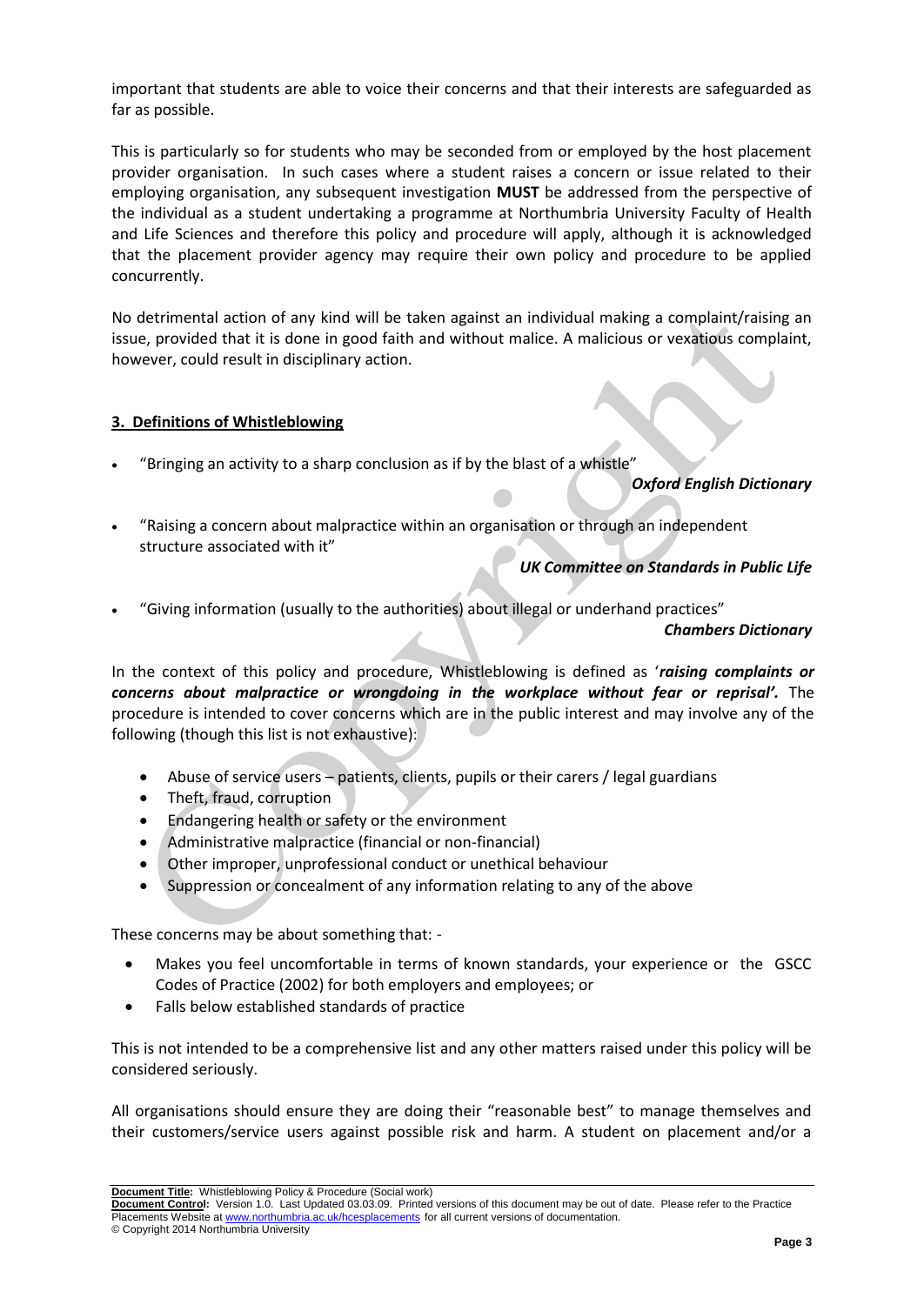important that students are able to voice their concerns and that their interests are safeguarded as far as possible.

This is particularly so for students who may be seconded from or employed by the host placement provider organisation. In such cases where a student raises a concern or issue related to their employing organisation, any subsequent investigation **MUST** be addressed from the perspective of the individual as a student undertaking a programme at Northumbria University Faculty of Health and Life Sciences and therefore this policy and procedure will apply, although it is acknowledged that the placement provider agency may require their own policy and procedure to be applied concurrently.

No detrimental action of any kind will be taken against an individual making a complaint/raising an issue, provided that it is done in good faith and without malice. A malicious or vexatious complaint, however, could result in disciplinary action.

## 3. Definitions of Whistleblowing

- "Bringing an activity to a sharp conclusion as if by the blast of a whistle"

  ***Oxford English Dictionary***

- "Raising a concern about malpractice within an organisation or through an independent structure associated with it"

  ***UK Committee on Standards in Public Life***

- "Giving information (usually to the authorities) about illegal or underhand practices"

  ***Chambers Dictionary***

In the context of this policy and procedure, Whistleblowing is defined as '***raising complaints or concerns about malpractice or wrongdoing in the workplace without fear or reprisal'.*** The procedure is intended to cover concerns which are in the public interest and may involve any of the following (though this list is not exhaustive):

- Abuse of service users – patients, clients, pupils or their carers / legal guardians
- Theft, fraud, corruption
- Endangering health or safety or the environment
- Administrative malpractice (financial or non-financial)
- Other improper, unprofessional conduct or unethical behaviour
- Suppression or concealment of any information relating to any of the above

These concerns may be about something that: -

- Makes you feel uncomfortable in terms of known standards, your experience or the GSCC Codes of Practice (2002) for both employers and employees; or
- Falls below established standards of practice

This is not intended to be a comprehensive list and any other matters raised under this policy will be considered seriously.

All organisations should ensure they are doing their "reasonable best" to manage themselves and their customers/service users against possible risk and harm. A student on placement and/or a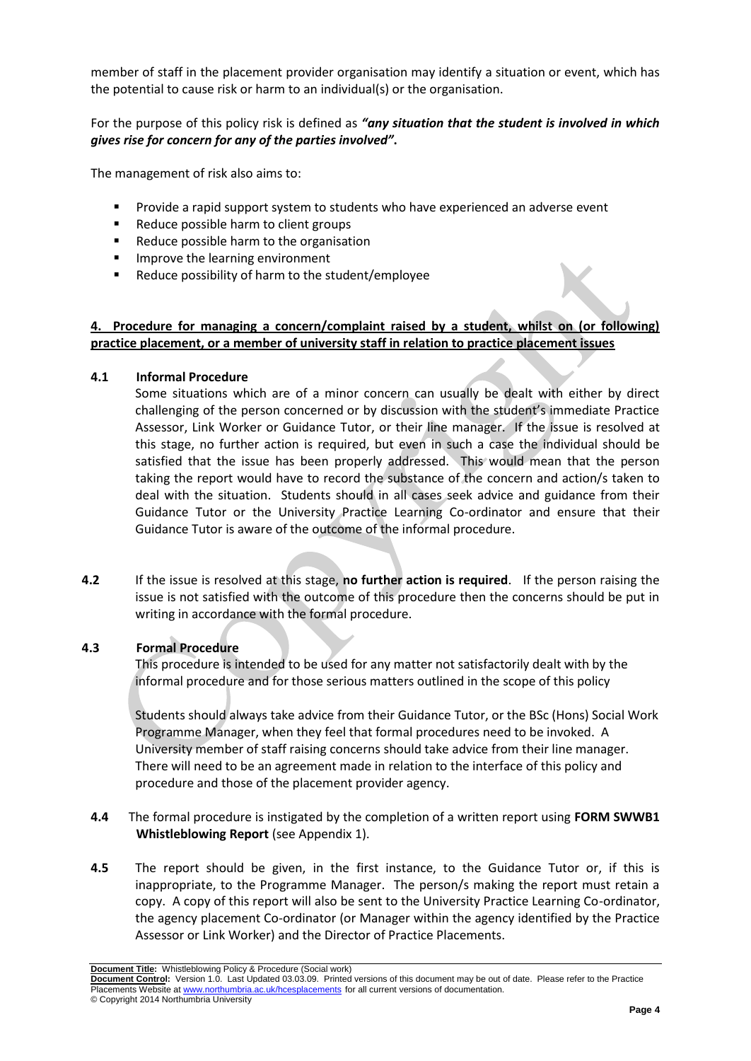member of staff in the placement provider organisation may identify a situation or event, which has the potential to cause risk or harm to an individual(s) or the organisation.

For the purpose of this policy risk is defined as ***"any situation that the student is involved in which gives rise for concern for any of the parties involved"***.

The management of risk also aims to:

- Provide a rapid support system to students who have experienced an adverse event
- Reduce possible harm to client groups
- Reduce possible harm to the organisation
- Improve the learning environment
- Reduce possibility of harm to the student/employee

## 4. Procedure for managing a concern/complaint raised by a student, whilst on (or following) practice placement, or a member of university staff in relation to practice placement issues

**4.1 Informal Procedure**

Some situations which are of a minor concern can usually be dealt with either by direct challenging of the person concerned or by discussion with the student's immediate Practice Assessor, Link Worker or Guidance Tutor, or their line manager. If the issue is resolved at this stage, no further action is required, but even in such a case the individual should be satisfied that the issue has been properly addressed. This would mean that the person taking the report would have to record the substance of the concern and action/s taken to deal with the situation. Students should in all cases seek advice and guidance from their Guidance Tutor or the University Practice Learning Co-ordinator and ensure that their Guidance Tutor is aware of the outcome of the informal procedure.

**4.2** If the issue is resolved at this stage, **no further action is required**. If the person raising the issue is not satisfied with the outcome of this procedure then the concerns should be put in writing in accordance with the formal procedure.

**4.3 Formal Procedure**

This procedure is intended to be used for any matter not satisfactorily dealt with by the informal procedure and for those serious matters outlined in the scope of this policy

Students should always take advice from their Guidance Tutor, or the BSc (Hons) Social Work Programme Manager, when they feel that formal procedures need to be invoked. A University member of staff raising concerns should take advice from their line manager. There will need to be an agreement made in relation to the interface of this policy and procedure and those of the placement provider agency.

**4.4** The formal procedure is instigated by the completion of a written report using **FORM SWWB1 Whistleblowing Report** (see Appendix 1).

**4.5** The report should be given, in the first instance, to the Guidance Tutor or, if this is inappropriate, to the Programme Manager. The person/s making the report must retain a copy. A copy of this report will also be sent to the University Practice Learning Co-ordinator, the agency placement Co-ordinator (or Manager within the agency identified by the Practice Assessor or Link Worker) and the Director of Practice Placements.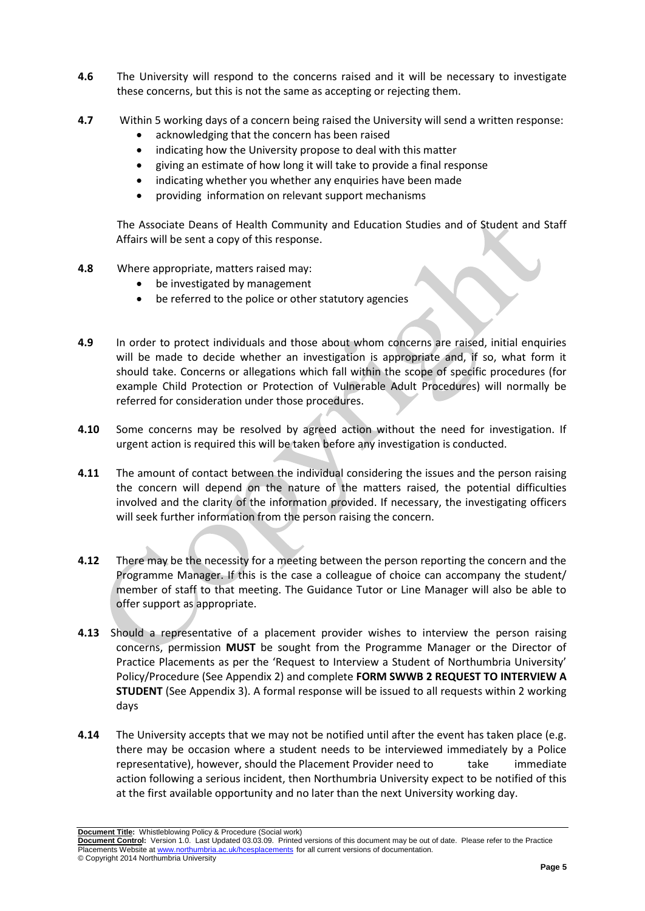**4.6** The University will respond to the concerns raised and it will be necessary to investigate these concerns, but this is not the same as accepting or rejecting them.

**4.7** Within 5 working days of a concern being raised the University will send a written response:

- acknowledging that the concern has been raised
- indicating how the University propose to deal with this matter
- giving an estimate of how long it will take to provide a final response
- indicating whether you whether any enquiries have been made
- providing information on relevant support mechanisms

The Associate Deans of Health Community and Education Studies and of Student and Staff Affairs will be sent a copy of this response.

**4.8** Where appropriate, matters raised may:

- be investigated by management
- be referred to the police or other statutory agencies

**4.9** In order to protect individuals and those about whom concerns are raised, initial enquiries will be made to decide whether an investigation is appropriate and, if so, what form it should take. Concerns or allegations which fall within the scope of specific procedures (for example Child Protection or Protection of Vulnerable Adult Procedures) will normally be referred for consideration under those procedures.

**4.10** Some concerns may be resolved by agreed action without the need for investigation. If urgent action is required this will be taken before any investigation is conducted.

**4.11** The amount of contact between the individual considering the issues and the person raising the concern will depend on the nature of the matters raised, the potential difficulties involved and the clarity of the information provided. If necessary, the investigating officers will seek further information from the person raising the concern.

**4.12** There may be the necessity for a meeting between the person reporting the concern and the Programme Manager. If this is the case a colleague of choice can accompany the student/ member of staff to that meeting. The Guidance Tutor or Line Manager will also be able to offer support as appropriate.

**4.13** Should a representative of a placement provider wishes to interview the person raising concerns, permission **MUST** be sought from the Programme Manager or the Director of Practice Placements as per the 'Request to Interview a Student of Northumbria University' Policy/Procedure (See Appendix 2) and complete **FORM SWWB 2 REQUEST TO INTERVIEW A STUDENT** (See Appendix 3). A formal response will be issued to all requests within 2 working days

**4.14** The University accepts that we may not be notified until after the event has taken place (e.g. there may be occasion where a student needs to be interviewed immediately by a Police representative), however, should the Placement Provider need to take immediate action following a serious incident, then Northumbria University expect to be notified of this at the first available opportunity and no later than the next University working day.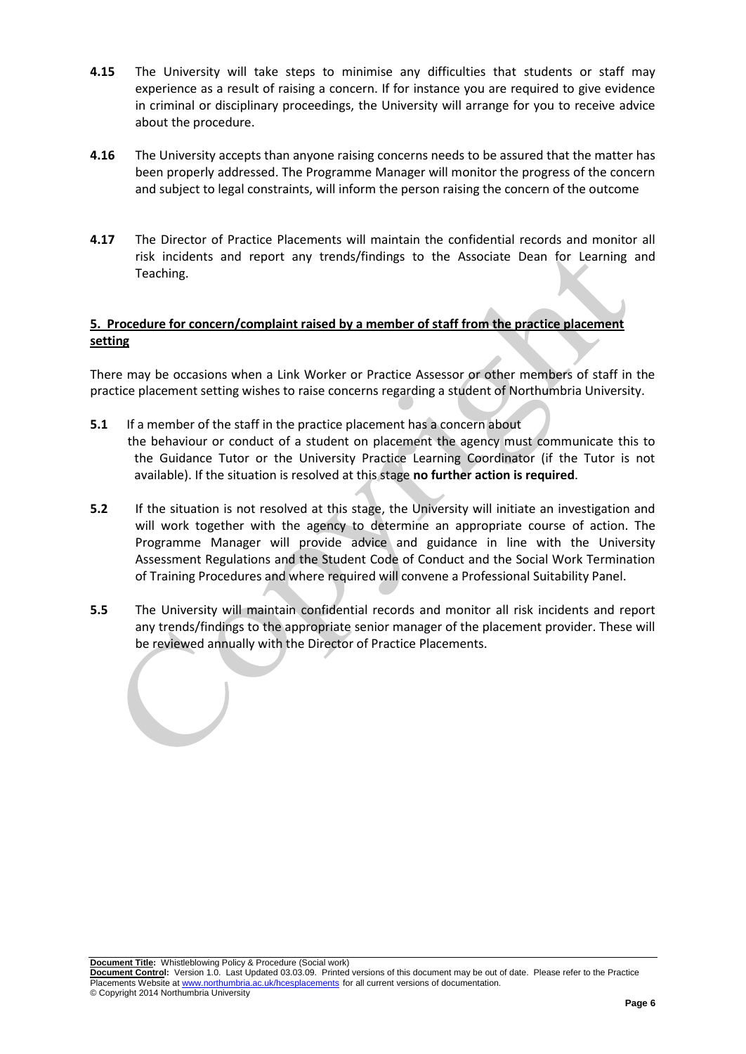**4.15** The University will take steps to minimise any difficulties that students or staff may experience as a result of raising a concern. If for instance you are required to give evidence in criminal or disciplinary proceedings, the University will arrange for you to receive advice about the procedure.

**4.16** The University accepts than anyone raising concerns needs to be assured that the matter has been properly addressed. The Programme Manager will monitor the progress of the concern and subject to legal constraints, will inform the person raising the concern of the outcome

**4.17** The Director of Practice Placements will maintain the confidential records and monitor all risk incidents and report any trends/findings to the Associate Dean for Learning and Teaching.

## 5. Procedure for concern/complaint raised by a member of staff from the practice placement setting

There may be occasions when a Link Worker or Practice Assessor or other members of staff in the practice placement setting wishes to raise concerns regarding a student of Northumbria University.

**5.1** If a member of the staff in the practice placement has a concern about the behaviour or conduct of a student on placement the agency must communicate this to the Guidance Tutor or the University Practice Learning Coordinator (if the Tutor is not available). If the situation is resolved at this stage **no further action is required**.

**5.2** If the situation is not resolved at this stage, the University will initiate an investigation and will work together with the agency to determine an appropriate course of action. The Programme Manager will provide advice and guidance in line with the University Assessment Regulations and the Student Code of Conduct and the Social Work Termination of Training Procedures and where required will convene a Professional Suitability Panel.

**5.5** The University will maintain confidential records and monitor all risk incidents and report any trends/findings to the appropriate senior manager of the placement provider. These will be reviewed annually with the Director of Practice Placements.